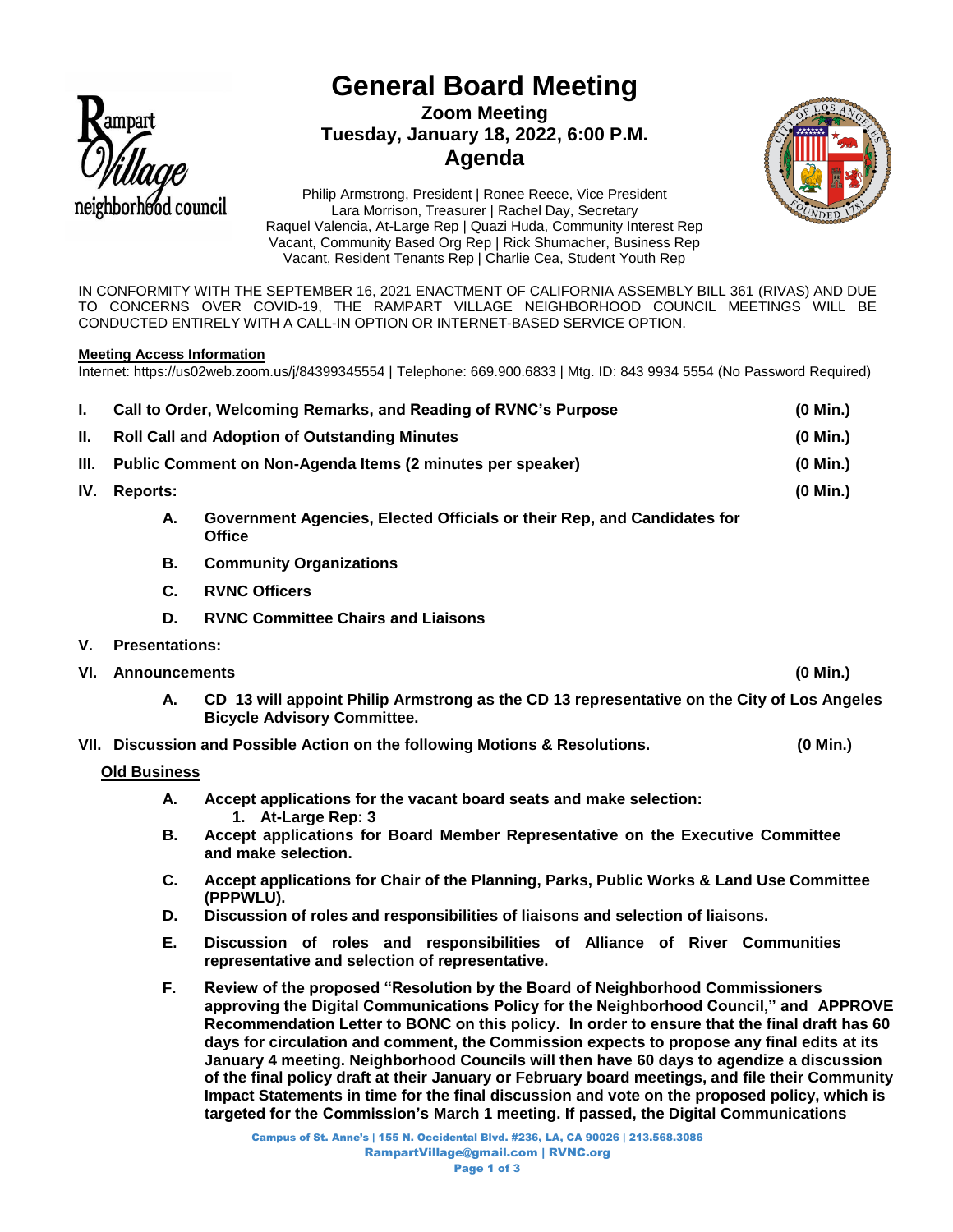# General Board Meeting

**Zoom Meeting**
**Tuesday, January 18, 2022, 6:00 P.M.**
**Agenda**

Philip Armstrong, President | Ronee Reece, Vice President
Lara Morrison, Treasurer | Rachel Day, Secretary
Raquel Valencia, At-Large Rep | Quazi Huda, Community Interest Rep
Vacant, Community Based Org Rep | Rick Shumacher, Business Rep
Vacant, Resident Tenants Rep | Charlie Cea, Student Youth Rep

IN CONFORMITY WITH THE SEPTEMBER 16, 2021 ENACTMENT OF CALIFORNIA ASSEMBLY BILL 361 (RIVAS) AND DUE TO CONCERNS OVER COVID-19, THE RAMPART VILLAGE NEIGHBORHOOD COUNCIL MEETINGS WILL BE CONDUCTED ENTIRELY WITH A CALL-IN OPTION OR INTERNET-BASED SERVICE OPTION.

**Meeting Access Information**

Internet: https://us02web.zoom.us/j/84399345554 | Telephone: 669.900.6833 | Mtg. ID: 843 9934 5554 (No Password Required)

**I. Call to Order, Welcoming Remarks, and Reading of RVNC's Purpose (0 Min.)**

**II. Roll Call and Adoption of Outstanding Minutes (0 Min.)**

**III. Public Comment on Non-Agenda Items (2 minutes per speaker) (0 Min.)**

**IV. Reports: (0 Min.)**

- **A. Government Agencies, Elected Officials or their Rep, and Candidates for Office**
- **B. Community Organizations**
- **C. RVNC Officers**
- **D. RVNC Committee Chairs and Liaisons**

**V. Presentations:**

**VI. Announcements (0 Min.)**

- **A. CD 13 will appoint Philip Armstrong as the CD 13 representative on the City of Los Angeles Bicycle Advisory Committee.**

**VII. Discussion and Possible Action on the following Motions & Resolutions. (0 Min.)**

**Old Business**

- **A. Accept applications for the vacant board seats and make selection:**
  1. **At-Large Rep: 3**
- **B. Accept applications for Board Member Representative on the Executive Committee and make selection.**
- **C. Accept applications for Chair of the Planning, Parks, Public Works & Land Use Committee (PPPWLU).**
- **D. Discussion of roles and responsibilities of liaisons and selection of liaisons.**
- **E. Discussion of roles and responsibilities of Alliance of River Communities representative and selection of representative.**
- **F. Review of the proposed "Resolution by the Board of Neighborhood Commissioners approving the Digital Communications Policy for the Neighborhood Council," and APPROVE Recommendation Letter to BONC on this policy. In order to ensure that the final draft has 60 days for circulation and comment, the Commission expects to propose any final edits at its January 4 meeting. Neighborhood Councils will then have 60 days to agendize a discussion of the final policy draft at their January or February board meetings, and file their Community Impact Statements in time for the final discussion and vote on the proposed policy, which is targeted for the Commission's March 1 meeting. If passed, the Digital Communications**

Campus of St. Anne's | 155 N. Occidental Blvd. #236, LA, CA 90026 | 213.568.3086
RampartVillage@gmail.com | RVNC.org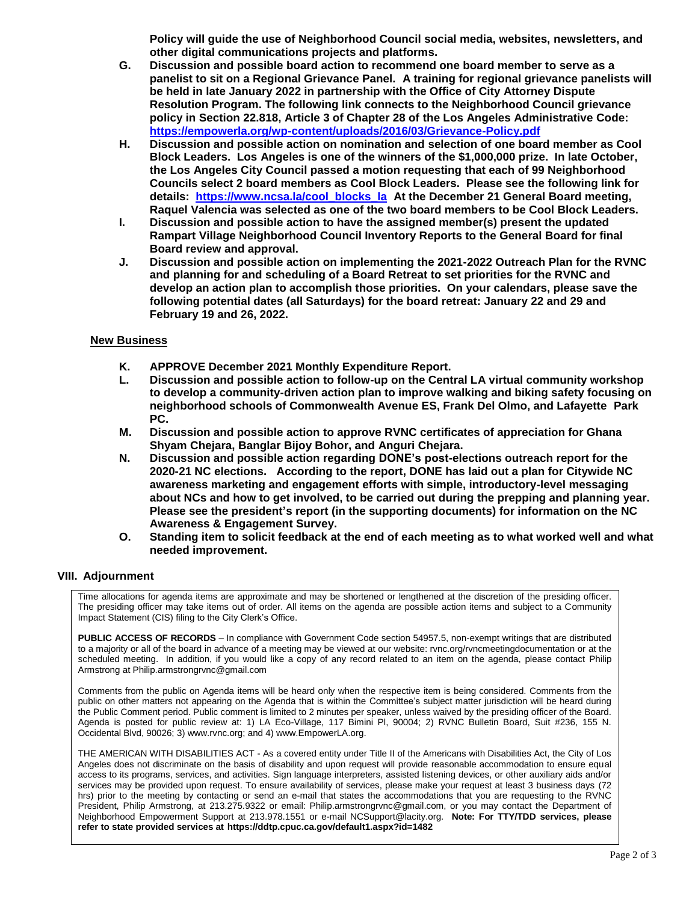**Policy will guide the use of Neighborhood Council social media, websites, newsletters, and other digital communications projects and platforms.**

- **G. Discussion and possible board action to recommend one board member to serve as a panelist to sit on a Regional Grievance Panel. A training for regional grievance panelists will be held in late January 2022 in partnership with the Office of City Attorney Dispute Resolution Program. The following link connects to the Neighborhood Council grievance policy in Section 22.818, Article 3 of Chapter 28 of the Los Angeles Administrative Code: https://empowerla.org/wp-content/uploads/2016/03/Grievance-Policy.pdf**
- **H. Discussion and possible action on nomination and selection of one board member as Cool Block Leaders. Los Angeles is one of the winners of the $1,000,000 prize. In late October, the Los Angeles City Council passed a motion requesting that each of 99 Neighborhood Councils select 2 board members as Cool Block Leaders. Please see the following link for details: https://www.ncsa.la/cool_blocks_la At the December 21 General Board meeting, Raquel Valencia was selected as one of the two board members to be Cool Block Leaders.**
- **I. Discussion and possible action to have the assigned member(s) present the updated Rampart Village Neighborhood Council Inventory Reports to the General Board for final Board review and approval.**
- **J. Discussion and possible action on implementing the 2021-2022 Outreach Plan for the RVNC and planning for and scheduling of a Board Retreat to set priorities for the RVNC and develop an action plan to accomplish those priorities. On your calendars, please save the following potential dates (all Saturdays) for the board retreat: January 22 and 29 and February 19 and 26, 2022.**

**New Business**

- **K. APPROVE December 2021 Monthly Expenditure Report.**
- **L. Discussion and possible action to follow-up on the Central LA virtual community workshop to develop a community-driven action plan to improve walking and biking safety focusing on neighborhood schools of Commonwealth Avenue ES, Frank Del Olmo, and Lafayette Park PC.**
- **M. Discussion and possible action to approve RVNC certificates of appreciation for Ghana Shyam Chejara, Banglar Bijoy Bohor, and Anguri Chejara.**
- **N. Discussion and possible action regarding DONE's post-elections outreach report for the 2020-21 NC elections. According to the report, DONE has laid out a plan for Citywide NC awareness marketing and engagement efforts with simple, introductory-level messaging about NCs and how to get involved, to be carried out during the prepping and planning year. Please see the president's report (in the supporting documents) for information on the NC Awareness & Engagement Survey.**
- **O. Standing item to solicit feedback at the end of each meeting as to what worked well and what needed improvement.**

## VIII. Adjournment

Time allocations for agenda items are approximate and may be shortened or lengthened at the discretion of the presiding officer. The presiding officer may take items out of order. All items on the agenda are possible action items and subject to a Community Impact Statement (CIS) filing to the City Clerk's Office.

**PUBLIC ACCESS OF RECORDS** – In compliance with Government Code section 54957.5, non-exempt writings that are distributed to a majority or all of the board in advance of a meeting may be viewed at our website: rvnc.org/rvncmeetingdocumentation or at the scheduled meeting. In addition, if you would like a copy of any record related to an item on the agenda, please contact Philip Armstrong at Philip.armstrongrvnc@gmail.com

Comments from the public on Agenda items will be heard only when the respective item is being considered. Comments from the public on other matters not appearing on the Agenda that is within the Committee's subject matter jurisdiction will be heard during the Public Comment period. Public comment is limited to 2 minutes per speaker, unless waived by the presiding officer of the Board. Agenda is posted for public review at: 1) LA Eco-Village, 117 Bimini Pl, 90004; 2) RVNC Bulletin Board, Suit #236, 155 N. Occidental Blvd, 90026; 3) www.rvnc.org; and 4) www.EmpowerLA.org.

THE AMERICAN WITH DISABILITIES ACT - As a covered entity under Title II of the Americans with Disabilities Act, the City of Los Angeles does not discriminate on the basis of disability and upon request will provide reasonable accommodation to ensure equal access to its programs, services, and activities. Sign language interpreters, assisted listening devices, or other auxiliary aids and/or services may be provided upon request. To ensure availability of services, please make your request at least 3 business days (72 hrs) prior to the meeting by contacting or send an e-mail that states the accommodations that you are requesting to the RVNC President, Philip Armstrong, at 213.275.9322 or email: Philip.armstrongrvnc@gmail.com, or you may contact the Department of Neighborhood Empowerment Support at 213.978.1551 or e-mail NCSupport@lacity.org. **Note: For TTY/TDD services, please refer to state provided services at https://ddtp.cpuc.ca.gov/default1.aspx?id=1482**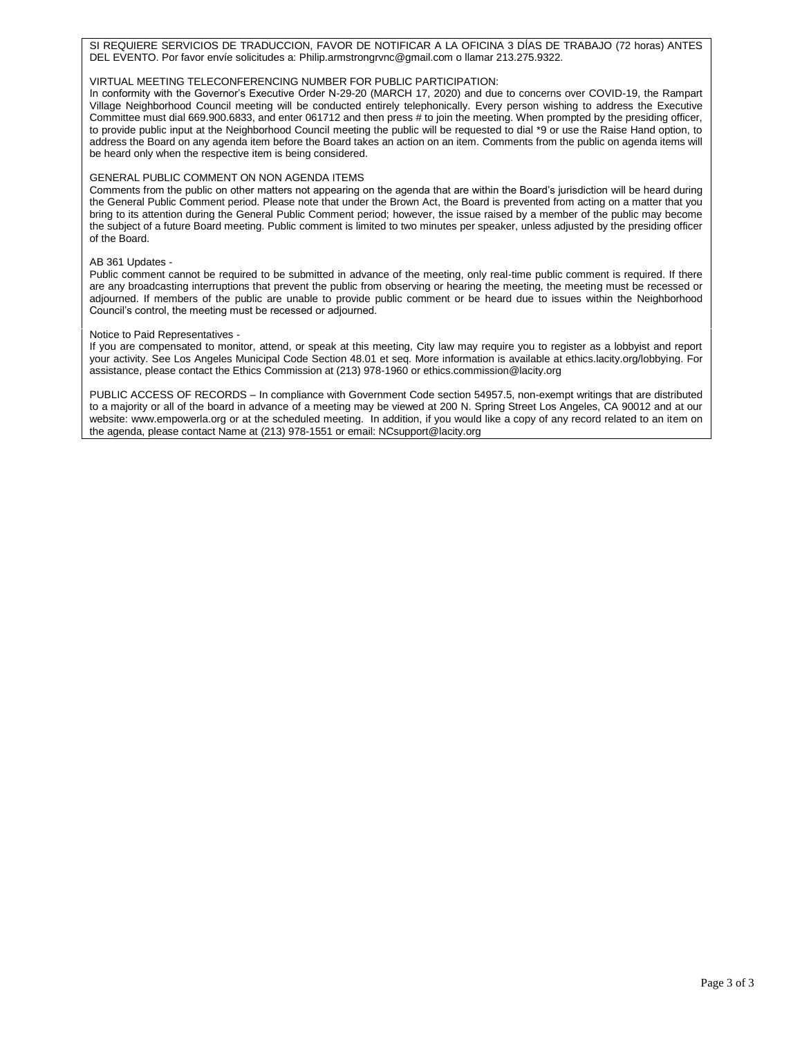SI REQUIERE SERVICIOS DE TRADUCCION, FAVOR DE NOTIFICAR A LA OFICINA 3 DÍAS DE TRABAJO (72 horas) ANTES DEL EVENTO. Por favor envíe solicitudes a: Philip.armstrongrvnc@gmail.com o llamar 213.275.9322.

VIRTUAL MEETING TELECONFERENCING NUMBER FOR PUBLIC PARTICIPATION:
In conformity with the Governor's Executive Order N-29-20 (MARCH 17, 2020) and due to concerns over COVID-19, the Rampart Village Neighborhood Council meeting will be conducted entirely telephonically. Every person wishing to address the Executive Committee must dial 669.900.6833, and enter 061712 and then press # to join the meeting. When prompted by the presiding officer, to provide public input at the Neighborhood Council meeting the public will be requested to dial *9 or use the Raise Hand option, to address the Board on any agenda item before the Board takes an action on an item. Comments from the public on agenda items will be heard only when the respective item is being considered.

GENERAL PUBLIC COMMENT ON NON AGENDA ITEMS
Comments from the public on other matters not appearing on the agenda that are within the Board's jurisdiction will be heard during the General Public Comment period. Please note that under the Brown Act, the Board is prevented from acting on a matter that you bring to its attention during the General Public Comment period; however, the issue raised by a member of the public may become the subject of a future Board meeting. Public comment is limited to two minutes per speaker, unless adjusted by the presiding officer of the Board.

AB 361 Updates -
Public comment cannot be required to be submitted in advance of the meeting, only real-time public comment is required. If there are any broadcasting interruptions that prevent the public from observing or hearing the meeting, the meeting must be recessed or adjourned. If members of the public are unable to provide public comment or be heard due to issues within the Neighborhood Council's control, the meeting must be recessed or adjourned.

Notice to Paid Representatives -
If you are compensated to monitor, attend, or speak at this meeting, City law may require you to register as a lobbyist and report your activity. See Los Angeles Municipal Code Section 48.01 et seq. More information is available at ethics.lacity.org/lobbying. For assistance, please contact the Ethics Commission at (213) 978-1960 or ethics.commission@lacity.org

PUBLIC ACCESS OF RECORDS – In compliance with Government Code section 54957.5, non-exempt writings that are distributed to a majority or all of the board in advance of a meeting may be viewed at 200 N. Spring Street Los Angeles, CA 90012 and at our website: www.empowerla.org or at the scheduled meeting. In addition, if you would like a copy of any record related to an item on the agenda, please contact Name at (213) 978-1551 or email: NCsupport@lacity.org